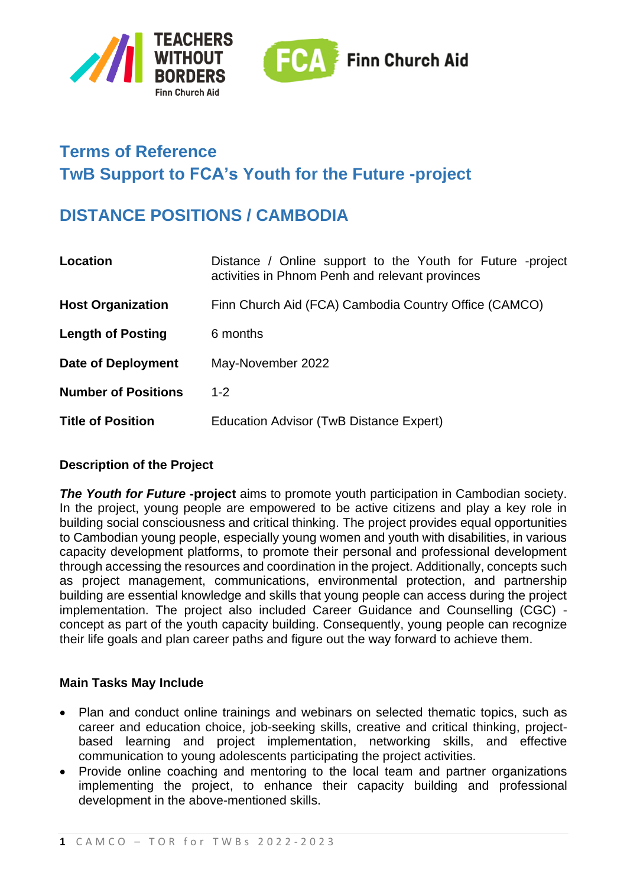# Terms of Reference

# TwB Support to FCA's Youth for the Future -project

## DISTANCE POSITIONS / CAMBODIA

| | |
|---|---|
| **Location** | Distance / Online support to the Youth for Future -project activities in Phnom Penh and relevant provinces |
| **Host Organization** | Finn Church Aid (FCA) Cambodia Country Office (CAMCO) |
| **Length of Posting** | 6 months |
| **Date of Deployment** | May-November 2022 |
| **Number of Positions** | 1-2 |
| **Title of Position** | Education Advisor (TwB Distance Expert) |

### Description of the Project

***The Youth for Future* -project** aims to promote youth participation in Cambodian society. In the project, young people are empowered to be active citizens and play a key role in building social consciousness and critical thinking. The project provides equal opportunities to Cambodian young people, especially young women and youth with disabilities, in various capacity development platforms, to promote their personal and professional development through accessing the resources and coordination in the project. Additionally, concepts such as project management, communications, environmental protection, and partnership building are essential knowledge and skills that young people can access during the project implementation. The project also included Career Guidance and Counselling (CGC) - concept as part of the youth capacity building. Consequently, young people can recognize their life goals and plan career paths and figure out the way forward to achieve them.

### Main Tasks May Include

- Plan and conduct online trainings and webinars on selected thematic topics, such as career and education choice, job-seeking skills, creative and critical thinking, project-based learning and project implementation, networking skills, and effective communication to young adolescents participating the project activities.
- Provide online coaching and mentoring to the local team and partner organizations implementing the project, to enhance their capacity building and professional development in the above-mentioned skills.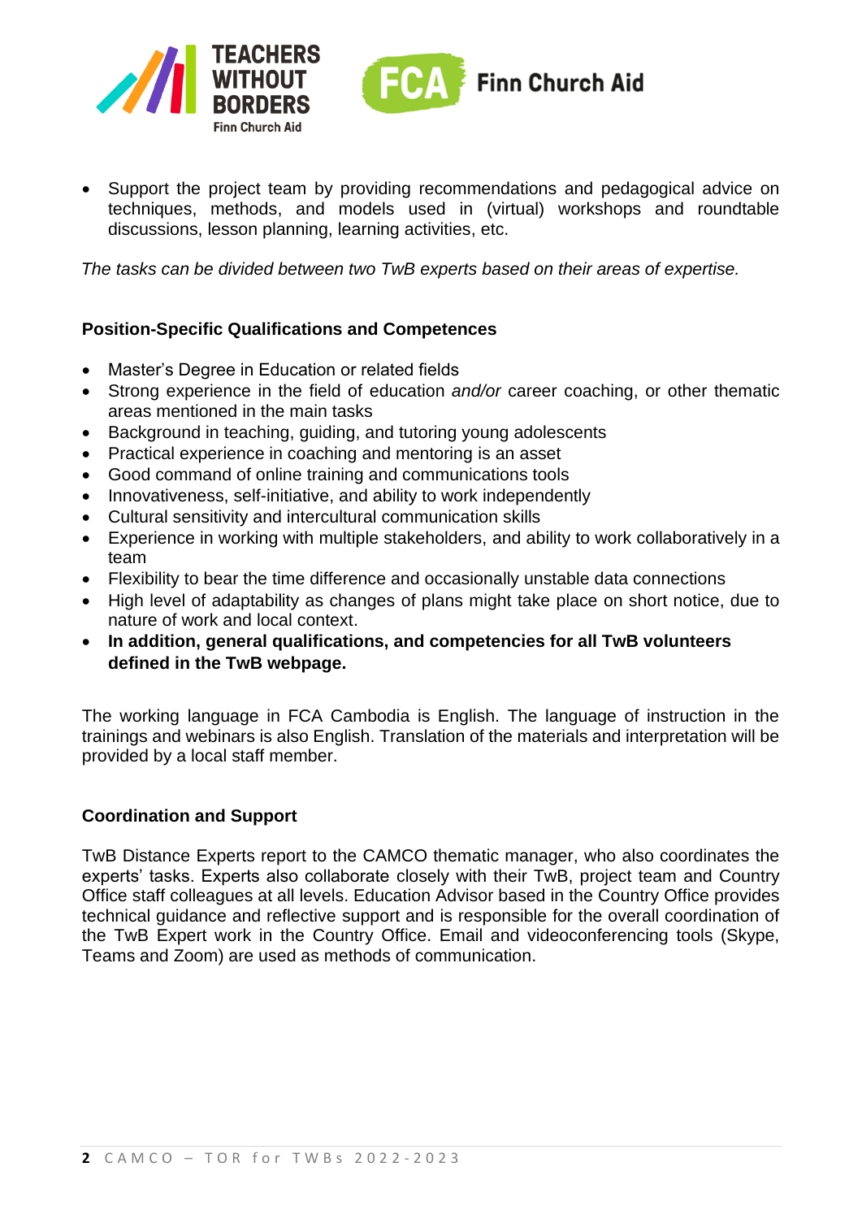- Support the project team by providing recommendations and pedagogical advice on techniques, methods, and models used in (virtual) workshops and roundtable discussions, lesson planning, learning activities, etc.

*The tasks can be divided between two TwB experts based on their areas of expertise.*

**Position-Specific Qualifications and Competences**

- Master's Degree in Education or related fields
- Strong experience in the field of education *and/or* career coaching, or other thematic areas mentioned in the main tasks
- Background in teaching, guiding, and tutoring young adolescents
- Practical experience in coaching and mentoring is an asset
- Good command of online training and communications tools
- Innovativeness, self-initiative, and ability to work independently
- Cultural sensitivity and intercultural communication skills
- Experience in working with multiple stakeholders, and ability to work collaboratively in a team
- Flexibility to bear the time difference and occasionally unstable data connections
- High level of adaptability as changes of plans might take place on short notice, due to nature of work and local context.
- **In addition, general qualifications, and competencies for all TwB volunteers defined in the TwB webpage.**

The working language in FCA Cambodia is English. The language of instruction in the trainings and webinars is also English. Translation of the materials and interpretation will be provided by a local staff member.

**Coordination and Support**

TwB Distance Experts report to the CAMCO thematic manager, who also coordinates the experts' tasks. Experts also collaborate closely with their TwB, project team and Country Office staff colleagues at all levels. Education Advisor based in the Country Office provides technical guidance and reflective support and is responsible for the overall coordination of the TwB Expert work in the Country Office. Email and videoconferencing tools (Skype, Teams and Zoom) are used as methods of communication.